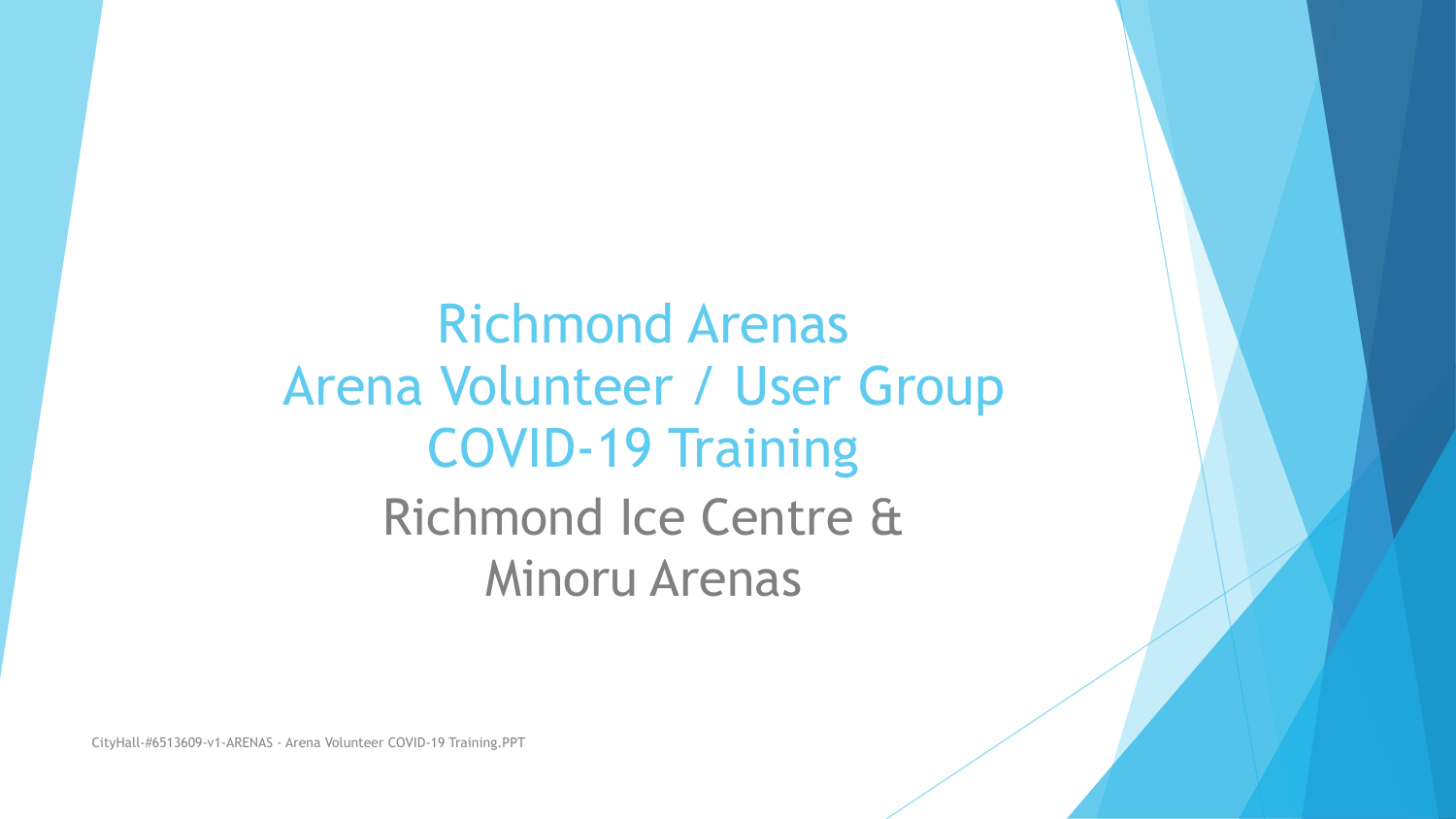# Richmond Arenas
# Arena Volunteer / User Group
# COVID-19 Training

## Richmond Ice Centre &
## Minoru Arenas

CityHall-#6513609-v1-ARENAS - Arena Volunteer COVID-19 Training.PPT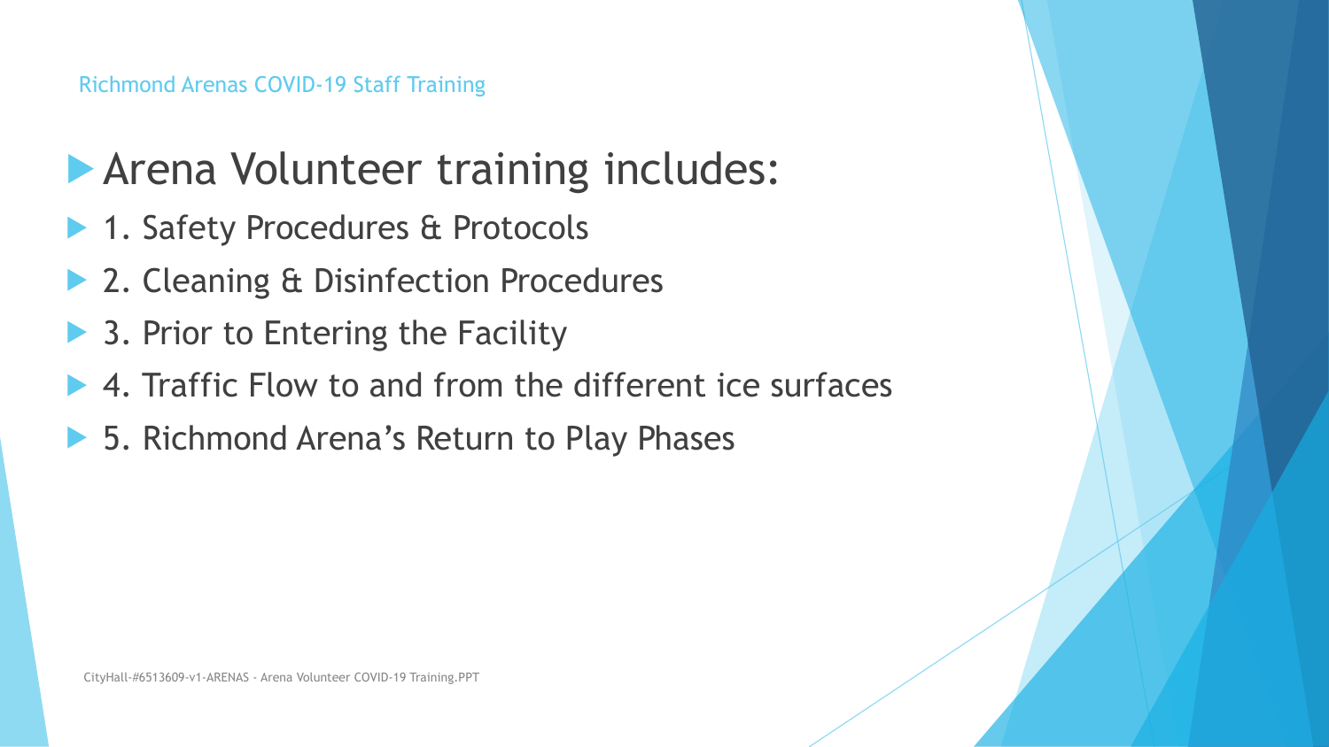## Arena Volunteer training includes:

- 1. Safety Procedures & Protocols
- 2. Cleaning & Disinfection Procedures
- 3. Prior to Entering the Facility
- 4. Traffic Flow to and from the different ice surfaces
- 5. Richmond Arena's Return to Play Phases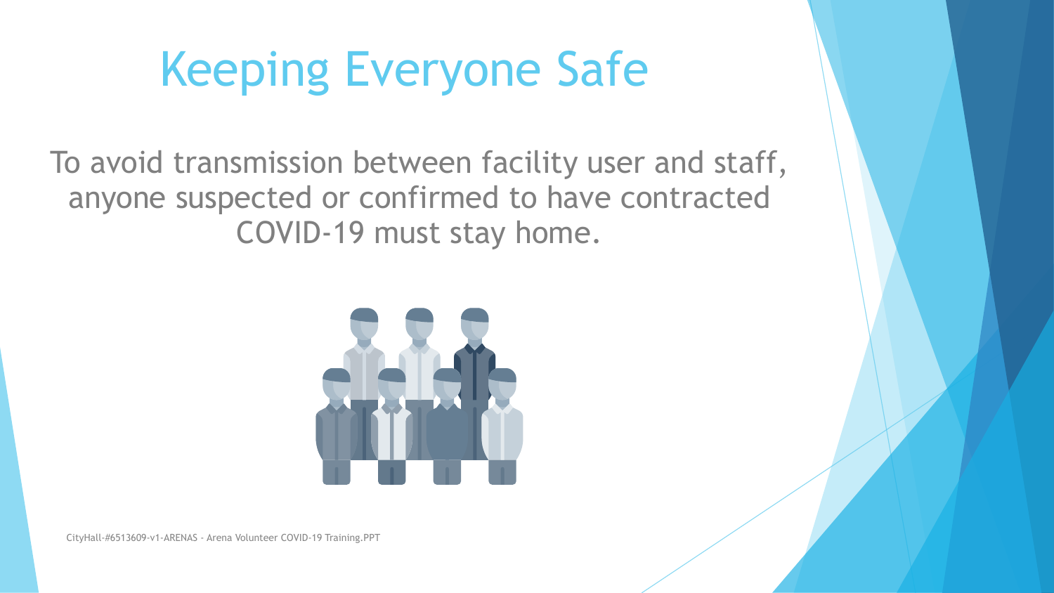# Keeping Everyone Safe

To avoid transmission between facility user and staff, anyone suspected or confirmed to have contracted COVID-19 must stay home.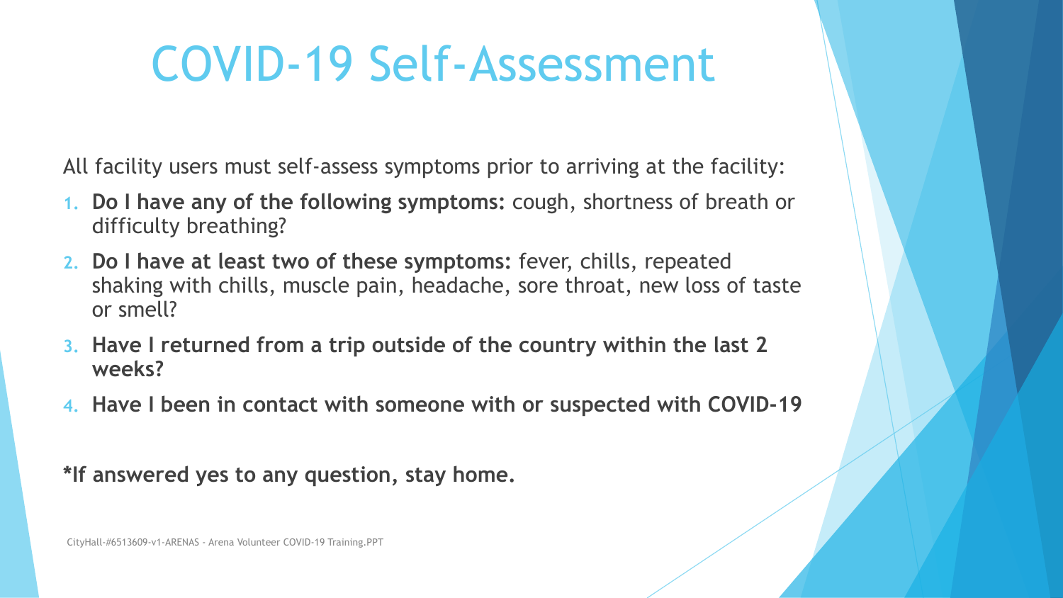# COVID-19 Self-Assessment

All facility users must self-assess symptoms prior to arriving at the facility:

1. **Do I have any of the following symptoms:** cough, shortness of breath or difficulty breathing?
2. **Do I have at least two of these symptoms:** fever, chills, repeated shaking with chills, muscle pain, headache, sore throat, new loss of taste or smell?
3. **Have I returned from a trip outside of the country within the last 2 weeks?**
4. **Have I been in contact with someone with or suspected with COVID-19**

**\*If answered yes to any question, stay home.**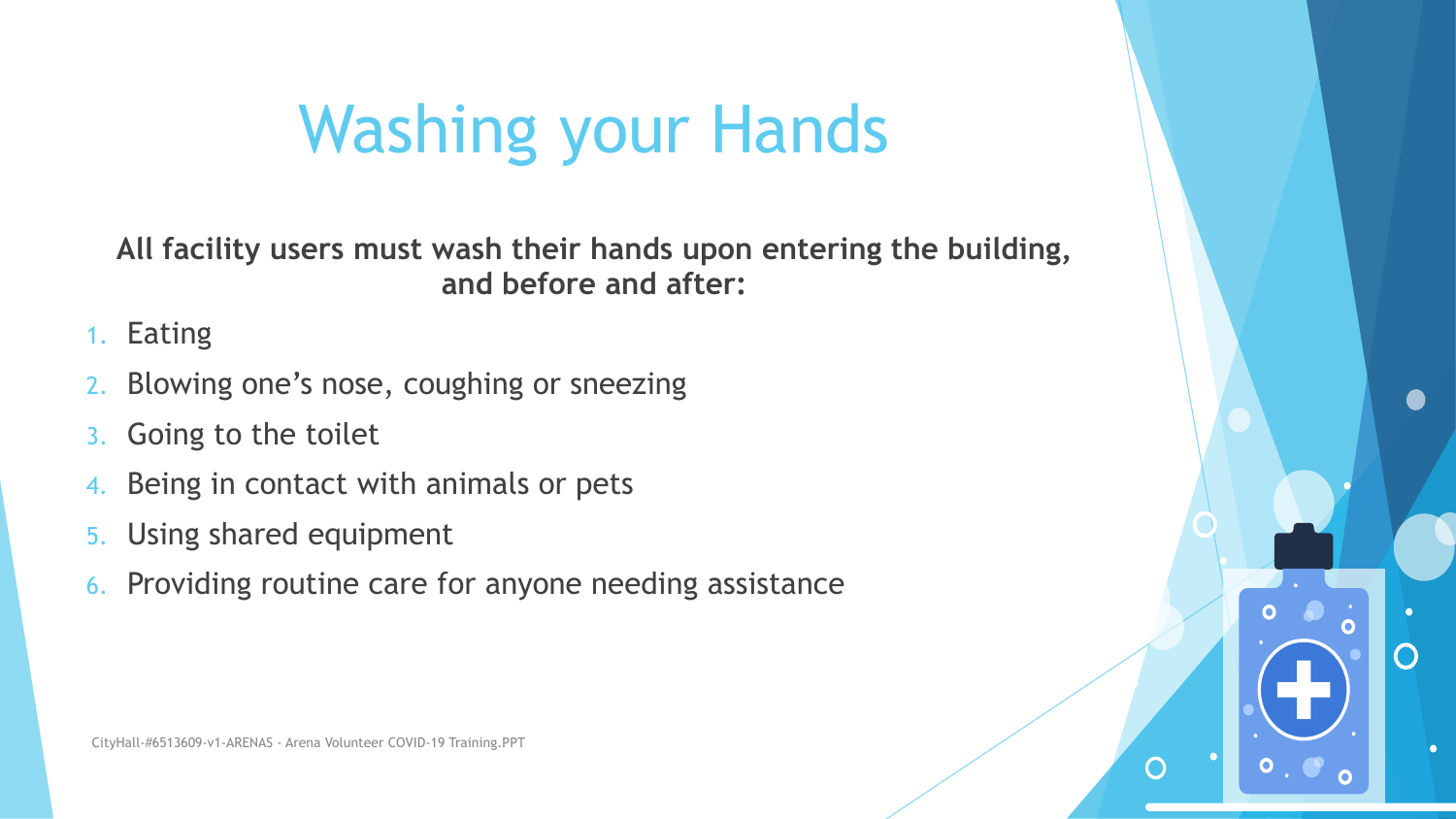# Washing your Hands

**All facility users must wash their hands upon entering the building, and before and after:**

1. Eating
2. Blowing one's nose, coughing or sneezing
3. Going to the toilet
4. Being in contact with animals or pets
5. Using shared equipment
6. Providing routine care for anyone needing assistance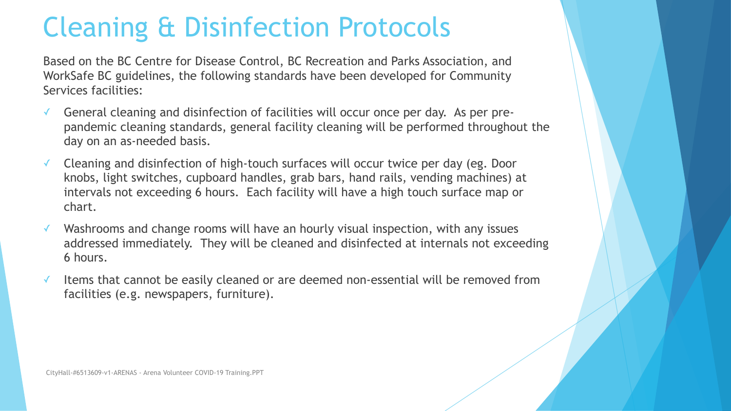# Cleaning & Disinfection Protocols

Based on the BC Centre for Disease Control, BC Recreation and Parks Association, and WorkSafe BC guidelines, the following standards have been developed for Community Services facilities:

- ✓ General cleaning and disinfection of facilities will occur once per day. As per pre-pandemic cleaning standards, general facility cleaning will be performed throughout the day on an as-needed basis.
- ✓ Cleaning and disinfection of high-touch surfaces will occur twice per day (eg. Door knobs, light switches, cupboard handles, grab bars, hand rails, vending machines) at intervals not exceeding 6 hours. Each facility will have a high touch surface map or chart.
- ✓ Washrooms and change rooms will have an hourly visual inspection, with any issues addressed immediately. They will be cleaned and disinfected at internals not exceeding 6 hours.
- ✓ Items that cannot be easily cleaned or are deemed non-essential will be removed from facilities (e.g. newspapers, furniture).

CityHall-#6513609-v1-ARENAS - Arena Volunteer COVID-19 Training.PPT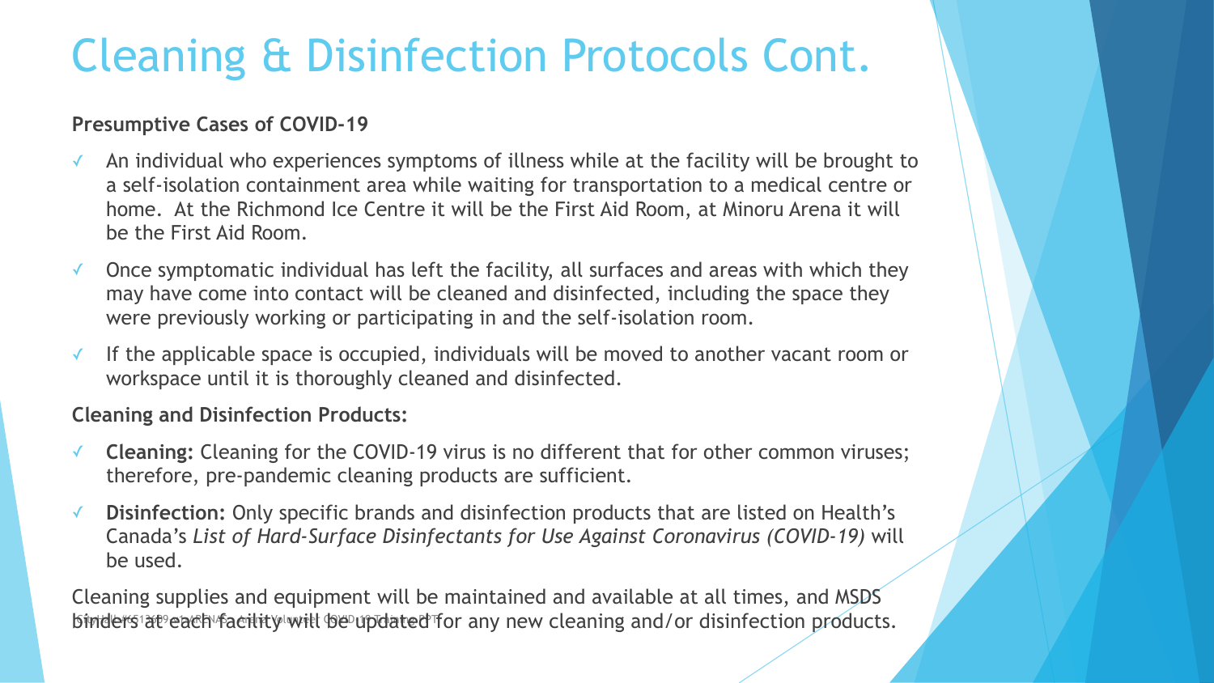# Cleaning & Disinfection Protocols Cont.

**Presumptive Cases of COVID-19**

- An individual who experiences symptoms of illness while at the facility will be brought to a self-isolation containment area while waiting for transportation to a medical centre or home. At the Richmond Ice Centre it will be the First Aid Room, at Minoru Arena it will be the First Aid Room.
- Once symptomatic individual has left the facility, all surfaces and areas with which they may have come into contact will be cleaned and disinfected, including the space they were previously working or participating in and the self-isolation room.
- If the applicable space is occupied, individuals will be moved to another vacant room or workspace until it is thoroughly cleaned and disinfected.

**Cleaning and Disinfection Products:**

- **Cleaning:** Cleaning for the COVID-19 virus is no different that for other common viruses; therefore, pre-pandemic cleaning products are sufficient.
- **Disinfection:** Only specific brands and disinfection products that are listed on Health's Canada's *List of Hard-Surface Disinfectants for Use Against Coronavirus (COVID-19)* will be used.

Cleaning supplies and equipment will be maintained and available at all times, and MSDS binders at each facility will be updated for any new cleaning and/or disinfection products.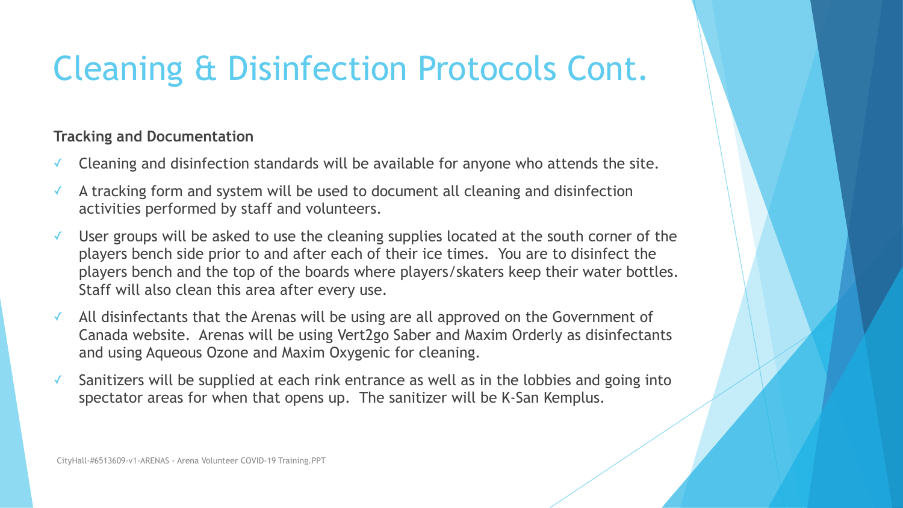# Cleaning & Disinfection Protocols Cont.

**Tracking and Documentation**

- ✓ Cleaning and disinfection standards will be available for anyone who attends the site.
- ✓ A tracking form and system will be used to document all cleaning and disinfection activities performed by staff and volunteers.
- ✓ User groups will be asked to use the cleaning supplies located at the south corner of the players bench side prior to and after each of their ice times. You are to disinfect the players bench and the top of the boards where players/skaters keep their water bottles. Staff will also clean this area after every use.
- ✓ All disinfectants that the Arenas will be using are all approved on the Government of Canada website. Arenas will be using Vert2go Saber and Maxim Orderly as disinfectants and using Aqueous Ozone and Maxim Oxygenic for cleaning.
- ✓ Sanitizers will be supplied at each rink entrance as well as in the lobbies and going into spectator areas for when that opens up. The sanitizer will be K-San Kemplus.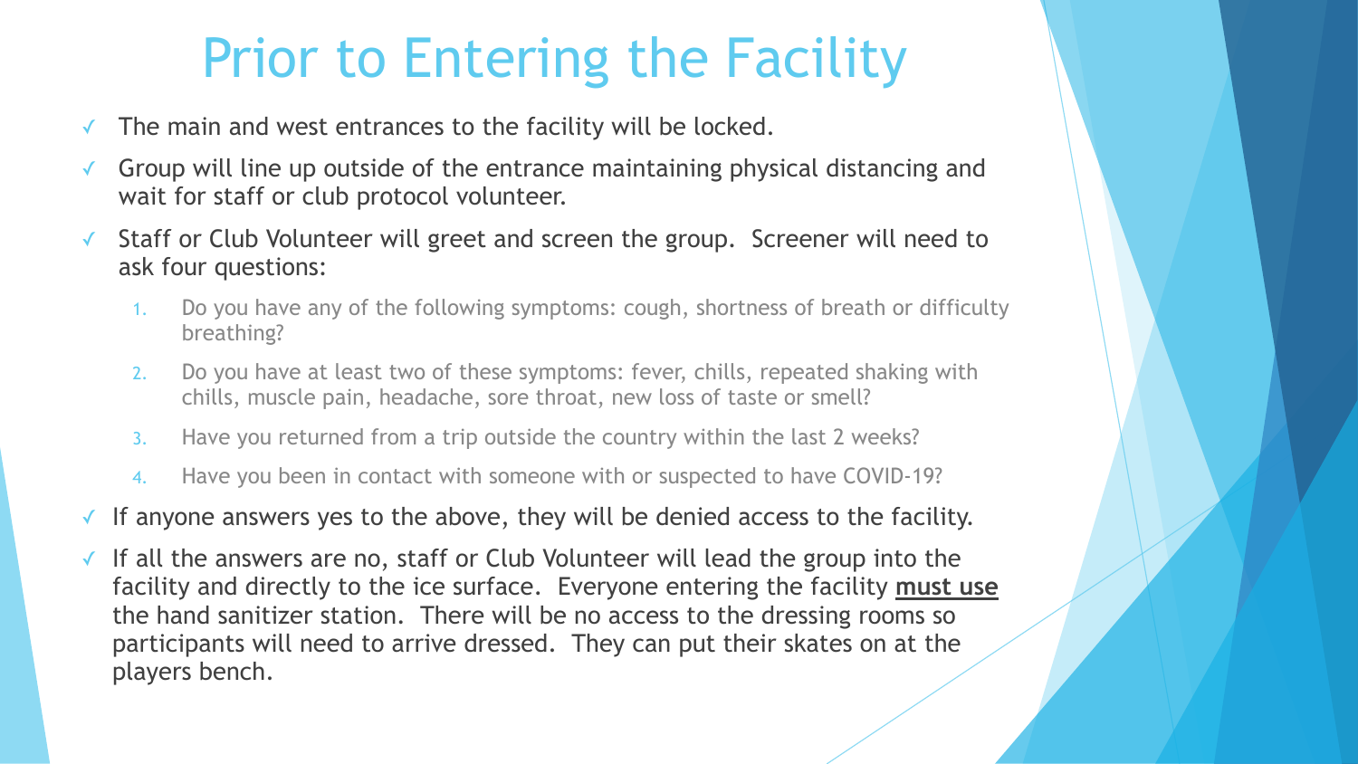# Prior to Entering the Facility

- ✓ The main and west entrances to the facility will be locked.
- ✓ Group will line up outside of the entrance maintaining physical distancing and wait for staff or club protocol volunteer.
- ✓ Staff or Club Volunteer will greet and screen the group. Screener will need to ask four questions:
  1. Do you have any of the following symptoms: cough, shortness of breath or difficulty breathing?
  2. Do you have at least two of these symptoms: fever, chills, repeated shaking with chills, muscle pain, headache, sore throat, new loss of taste or smell?
  3. Have you returned from a trip outside the country within the last 2 weeks?
  4. Have you been in contact with someone with or suspected to have COVID-19?
- ✓ If anyone answers yes to the above, they will be denied access to the facility.
- ✓ If all the answers are no, staff or Club Volunteer will lead the group into the facility and directly to the ice surface. Everyone entering the facility **must use** the hand sanitizer station. There will be no access to the dressing rooms so participants will need to arrive dressed. They can put their skates on at the players bench.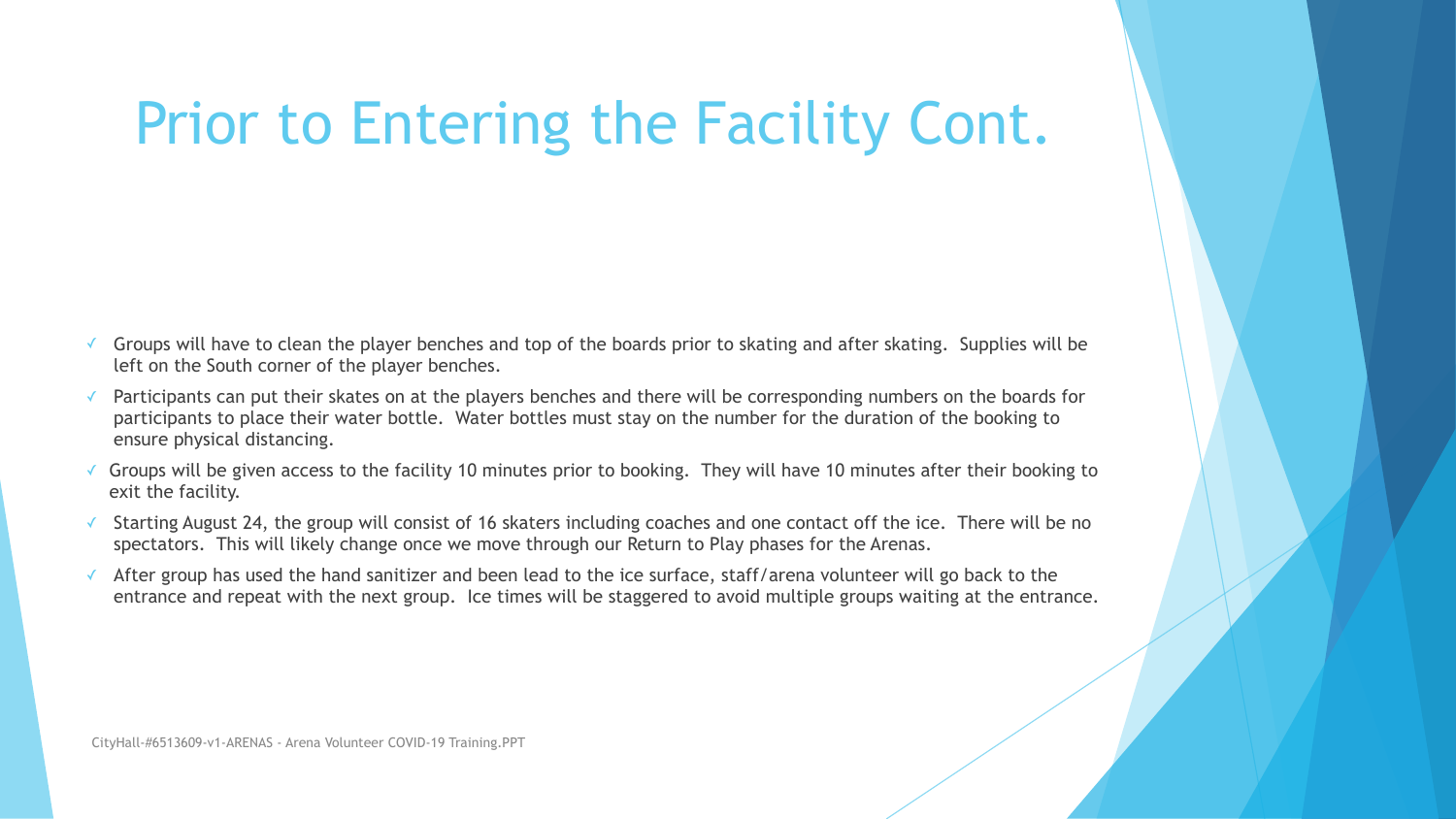# Prior to Entering the Facility Cont.

- ✓ Groups will have to clean the player benches and top of the boards prior to skating and after skating. Supplies will be left on the South corner of the player benches.
- ✓ Participants can put their skates on at the players benches and there will be corresponding numbers on the boards for participants to place their water bottle. Water bottles must stay on the number for the duration of the booking to ensure physical distancing.
- ✓ Groups will be given access to the facility 10 minutes prior to booking. They will have 10 minutes after their booking to exit the facility.
- ✓ Starting August 24, the group will consist of 16 skaters including coaches and one contact off the ice. There will be no spectators. This will likely change once we move through our Return to Play phases for the Arenas.
- ✓ After group has used the hand sanitizer and been lead to the ice surface, staff/arena volunteer will go back to the entrance and repeat with the next group. Ice times will be staggered to avoid multiple groups waiting at the entrance.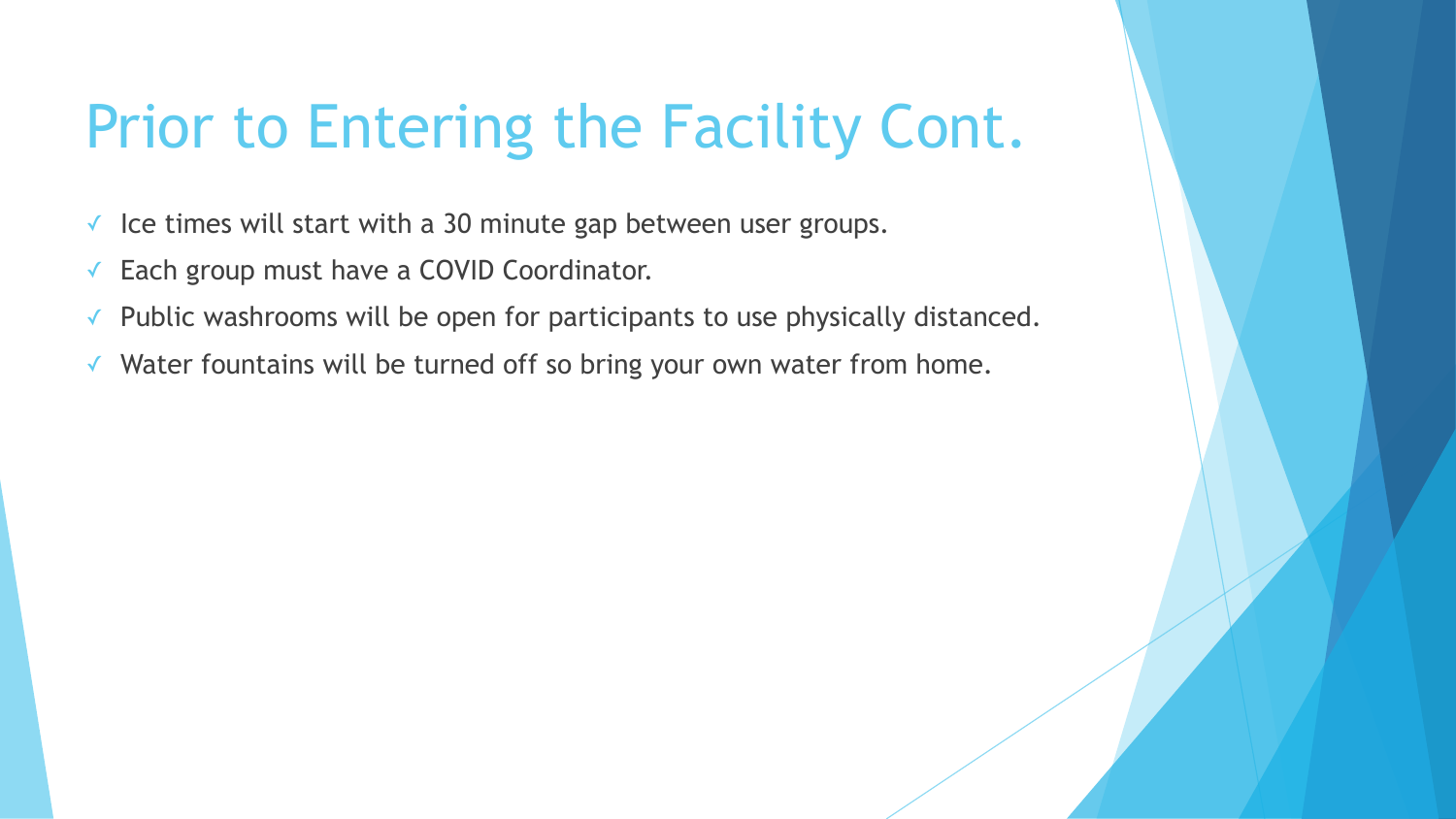# Prior to Entering the Facility Cont.

- ✓ Ice times will start with a 30 minute gap between user groups.
- ✓ Each group must have a COVID Coordinator.
- ✓ Public washrooms will be open for participants to use physically distanced.
- ✓ Water fountains will be turned off so bring your own water from home.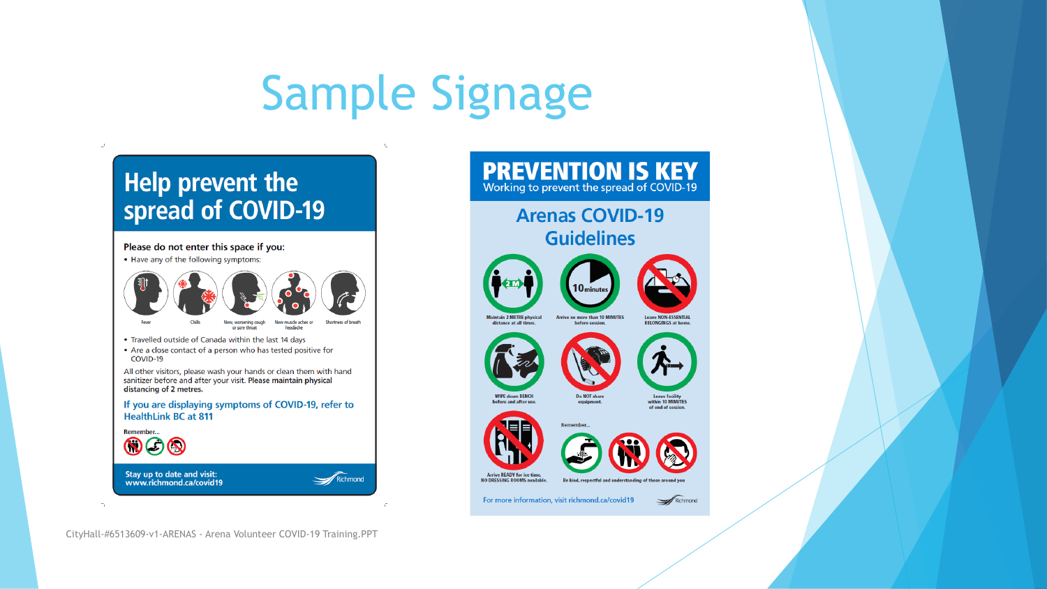# Sample Signage

## Help prevent the spread of COVID-19

**Please do not enter this space if you:**

- Have any of the following symptoms:

Fever | Chills | New, worsening cough or sore throat | New muscle aches or headache | Shortness of breath

- Travelled outside of Canada within the last 14 days
- Are a close contact of a person who has tested positive for COVID-19

All other visitors, please wash your hands or clean them with hand sanitizer before and after your visit. **Please maintain physical distancing of 2 metres.**

**If you are displaying symptoms of COVID-19, refer to HealthLink BC at 811**

Remember...

**Stay up to date and visit: www.richmond.ca/covid19**

Richmond

## PREVENTION IS KEY

Working to prevent the spread of COVID-19

### Arenas COVID-19 Guidelines

- Maintain 2 METRE physical distance at all times.
- Arrive no more than 10 MINUTES before session.
- Leave NON-ESSENTIAL BELONGINGS at home.
- WIPE down BENCH before and after use.
- Do NOT share equipment.
- Leave facility within 10 MINUTES of end of session.
- Arrive READY for ice time. NO DRESSING ROOMS available.

Remember...

Be kind, respectful and understanding of those around you

For more information, visit richmond.ca/covid19

Richmond

CityHall-#6513609-v1-ARENAS - Arena Volunteer COVID-19 Training.PPT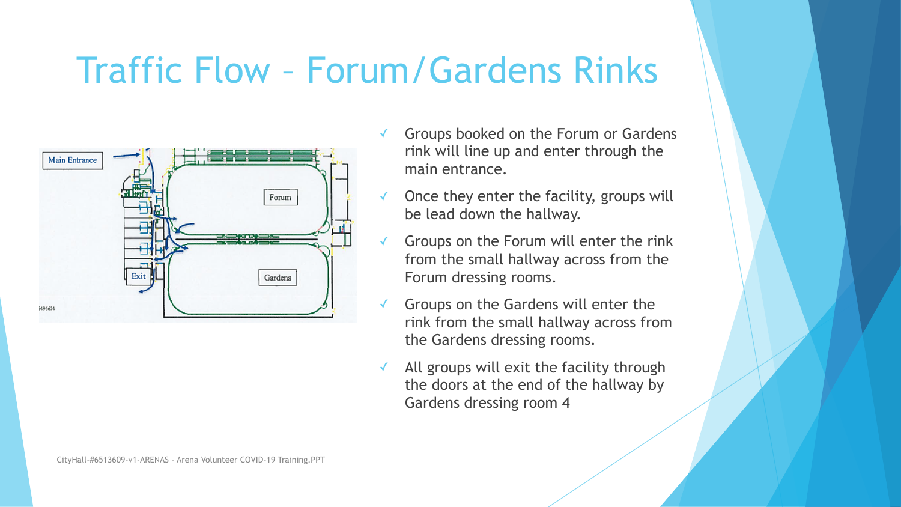# Traffic Flow – Forum/Gardens Rinks

- Groups booked on the Forum or Gardens rink will line up and enter through the main entrance.
- Once they enter the facility, groups will be lead down the hallway.
- Groups on the Forum will enter the rink from the small hallway across from the Forum dressing rooms.
- Groups on the Gardens will enter the rink from the small hallway across from the Gardens dressing rooms.
- All groups will exit the facility through the doors at the end of the hallway by Gardens dressing room 4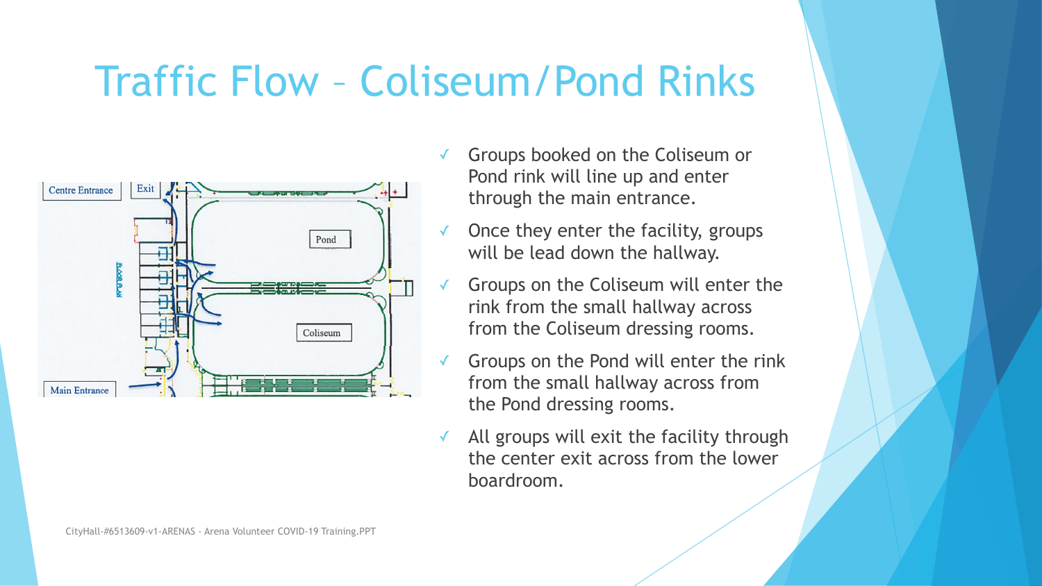# Traffic Flow – Coliseum/Pond Rinks

- Groups booked on the Coliseum or Pond rink will line up and enter through the main entrance.
- Once they enter the facility, groups will be lead down the hallway.
- Groups on the Coliseum will enter the rink from the small hallway across from the Coliseum dressing rooms.
- Groups on the Pond will enter the rink from the small hallway across from the Pond dressing rooms.
- All groups will exit the facility through the center exit across from the lower boardroom.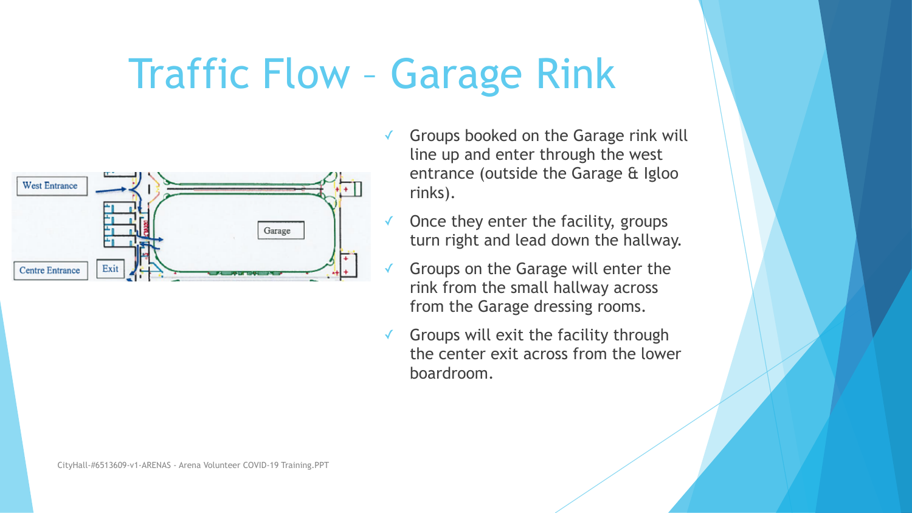# Traffic Flow – Garage Rink

- Groups booked on the Garage rink will line up and enter through the west entrance (outside the Garage & Igloo rinks).
- Once they enter the facility, groups turn right and lead down the hallway.
- Groups on the Garage will enter the rink from the small hallway across from the Garage dressing rooms.
- Groups will exit the facility through the center exit across from the lower boardroom.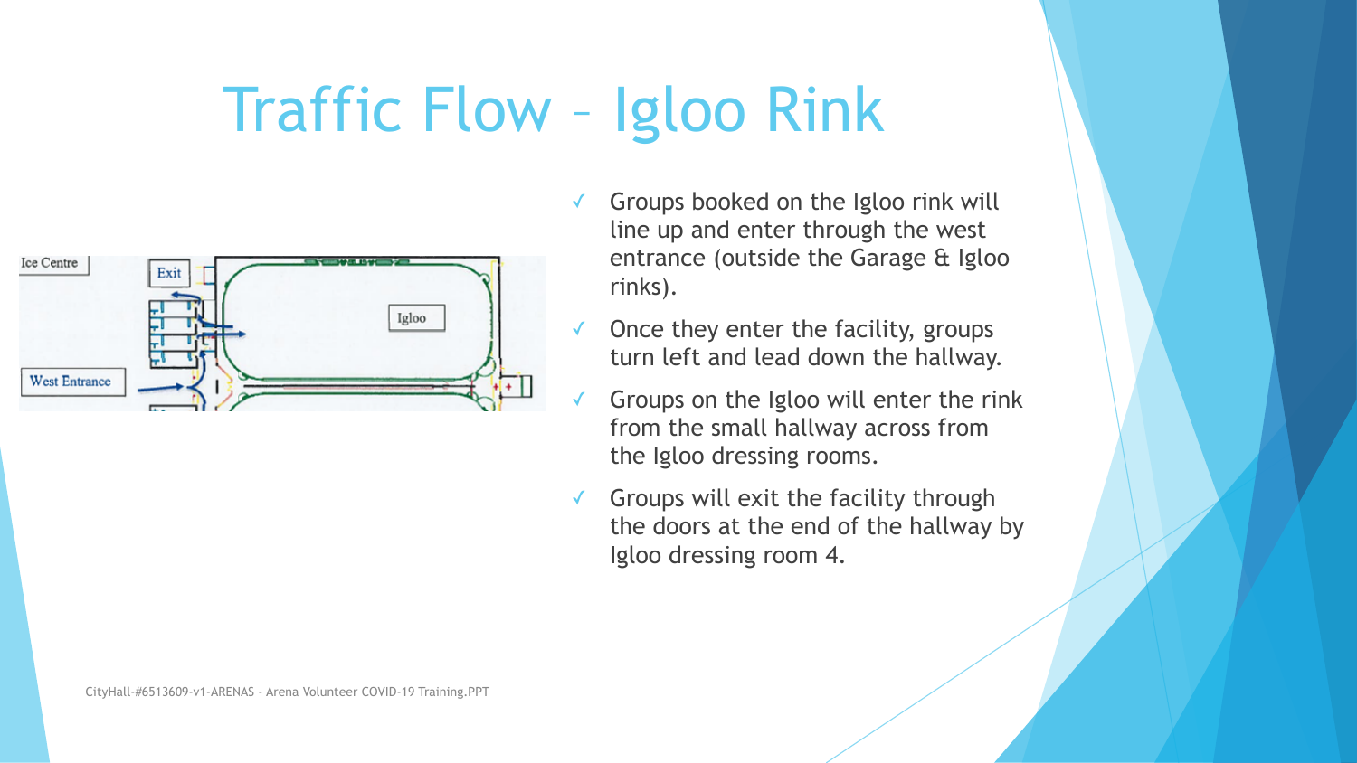# Traffic Flow – Igloo Rink

- Groups booked on the Igloo rink will line up and enter through the west entrance (outside the Garage & Igloo rinks).
- Once they enter the facility, groups turn left and lead down the hallway.
- Groups on the Igloo will enter the rink from the small hallway across from the Igloo dressing rooms.
- Groups will exit the facility through the doors at the end of the hallway by Igloo dressing room 4.

CityHall-#6513609-v1-ARENAS - Arena Volunteer COVID-19 Training.PPT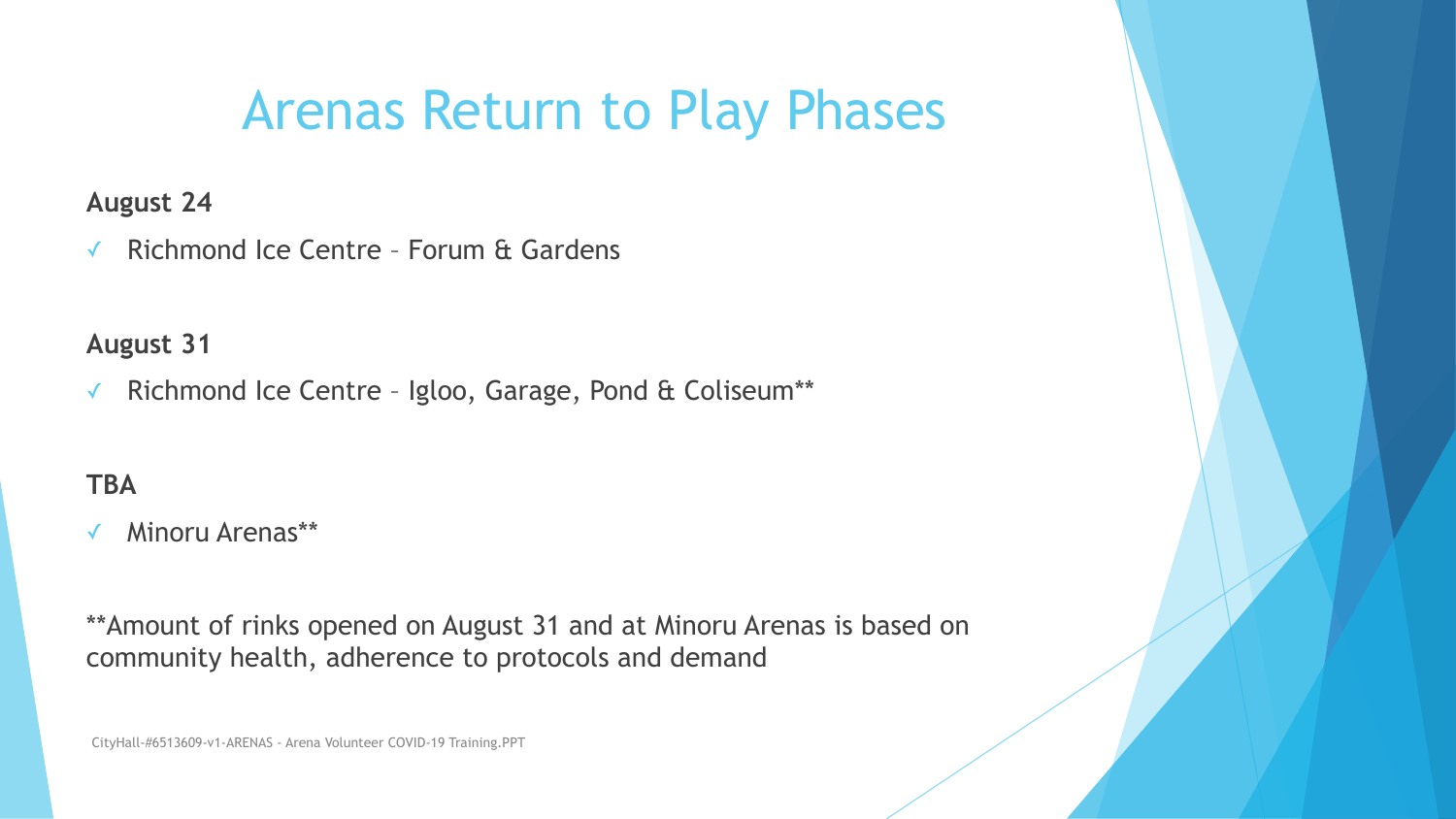# Arenas Return to Play Phases

**August 24**

- ✓ Richmond Ice Centre – Forum & Gardens

**August 31**

- ✓ Richmond Ice Centre – Igloo, Garage, Pond & Coliseum**

**TBA**

- ✓ Minoru Arenas**

**Amount of rinks opened on August 31 and at Minoru Arenas is based on community health, adherence to protocols and demand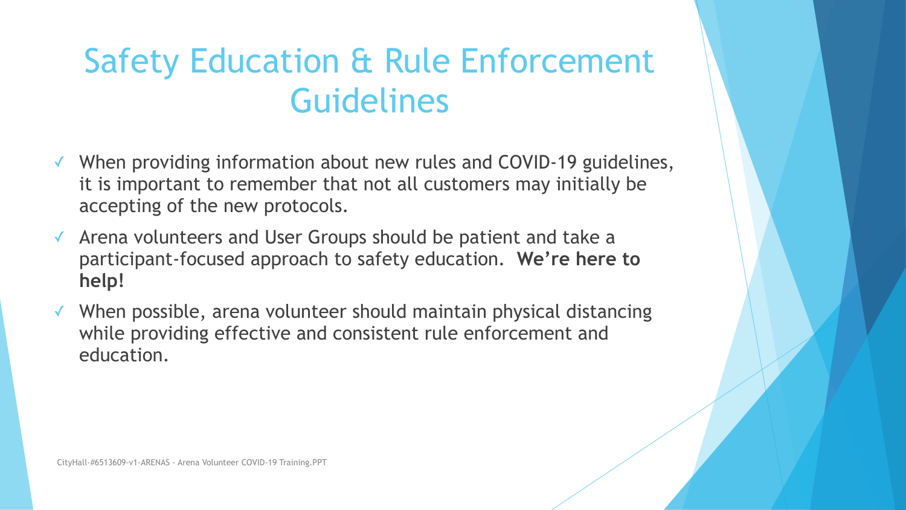# Safety Education & Rule Enforcement Guidelines

- When providing information about new rules and COVID-19 guidelines, it is important to remember that not all customers may initially be accepting of the new protocols.
- Arena volunteers and User Groups should be patient and take a participant-focused approach to safety education. **We're here to help!**
- When possible, arena volunteer should maintain physical distancing while providing effective and consistent rule enforcement and education.

CityHall-#6513609-v1-ARENAS - Arena Volunteer COVID-19 Training.PPT